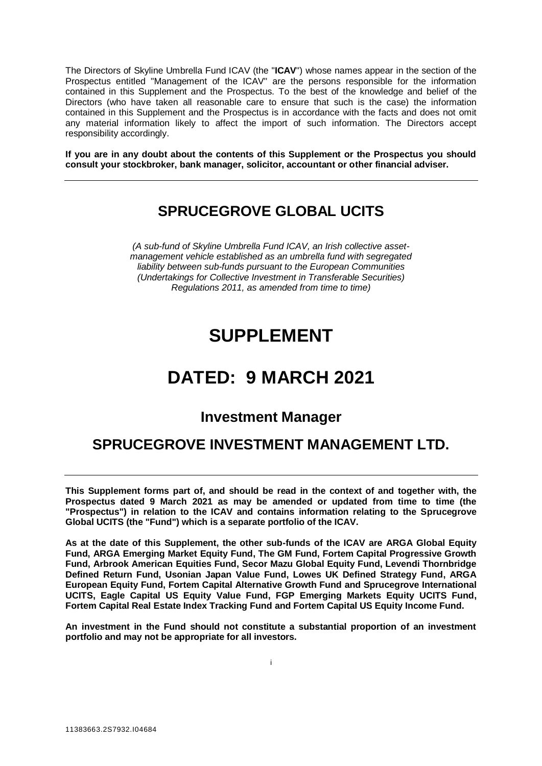The Directors of Skyline Umbrella Fund ICAV (the "**ICAV**") whose names appear in the section of the Prospectus entitled "Management of the ICAV" are the persons responsible for the information contained in this Supplement and the Prospectus. To the best of the knowledge and belief of the Directors (who have taken all reasonable care to ensure that such is the case) the information contained in this Supplement and the Prospectus is in accordance with the facts and does not omit any material information likely to affect the import of such information. The Directors accept responsibility accordingly.

**If you are in any doubt about the contents of this Supplement or the Prospectus you should consult your stockbroker, bank manager, solicitor, accountant or other financial adviser.**

---

## SPRUCEGROVE GLOBAL UCITS

*(A sub-fund of Skyline Umbrella Fund ICAV, an Irish collective asset-management vehicle established as an umbrella fund with segregated liability between sub-funds pursuant to the European Communities (Undertakings for Collective Investment in Transferable Securities) Regulations 2011, as amended from time to time)*

# SUPPLEMENT

# DATED: 9 MARCH 2021

### Investment Manager

## SPRUCEGROVE INVESTMENT MANAGEMENT LTD.

---

**This Supplement forms part of, and should be read in the context of and together with, the Prospectus dated 9 March 2021 as may be amended or updated from time to time (the "Prospectus") in relation to the ICAV and contains information relating to the Sprucegrove Global UCITS (the "Fund") which is a separate portfolio of the ICAV.**

**As at the date of this Supplement, the other sub-funds of the ICAV are ARGA Global Equity Fund, ARGA Emerging Market Equity Fund, The GM Fund, Fortem Capital Progressive Growth Fund, Arbrook American Equities Fund, Secor Mazu Global Equity Fund, Levendi Thornbridge Defined Return Fund, Usonian Japan Value Fund, Lowes UK Defined Strategy Fund, ARGA European Equity Fund, Fortem Capital Alternative Growth Fund and Sprucegrove International UCITS, Eagle Capital US Equity Value Fund, FGP Emerging Markets Equity UCITS Fund, Fortem Capital Real Estate Index Tracking Fund and Fortem Capital US Equity Income Fund.**

**An investment in the Fund should not constitute a substantial proportion of an investment portfolio and may not be appropriate for all investors.**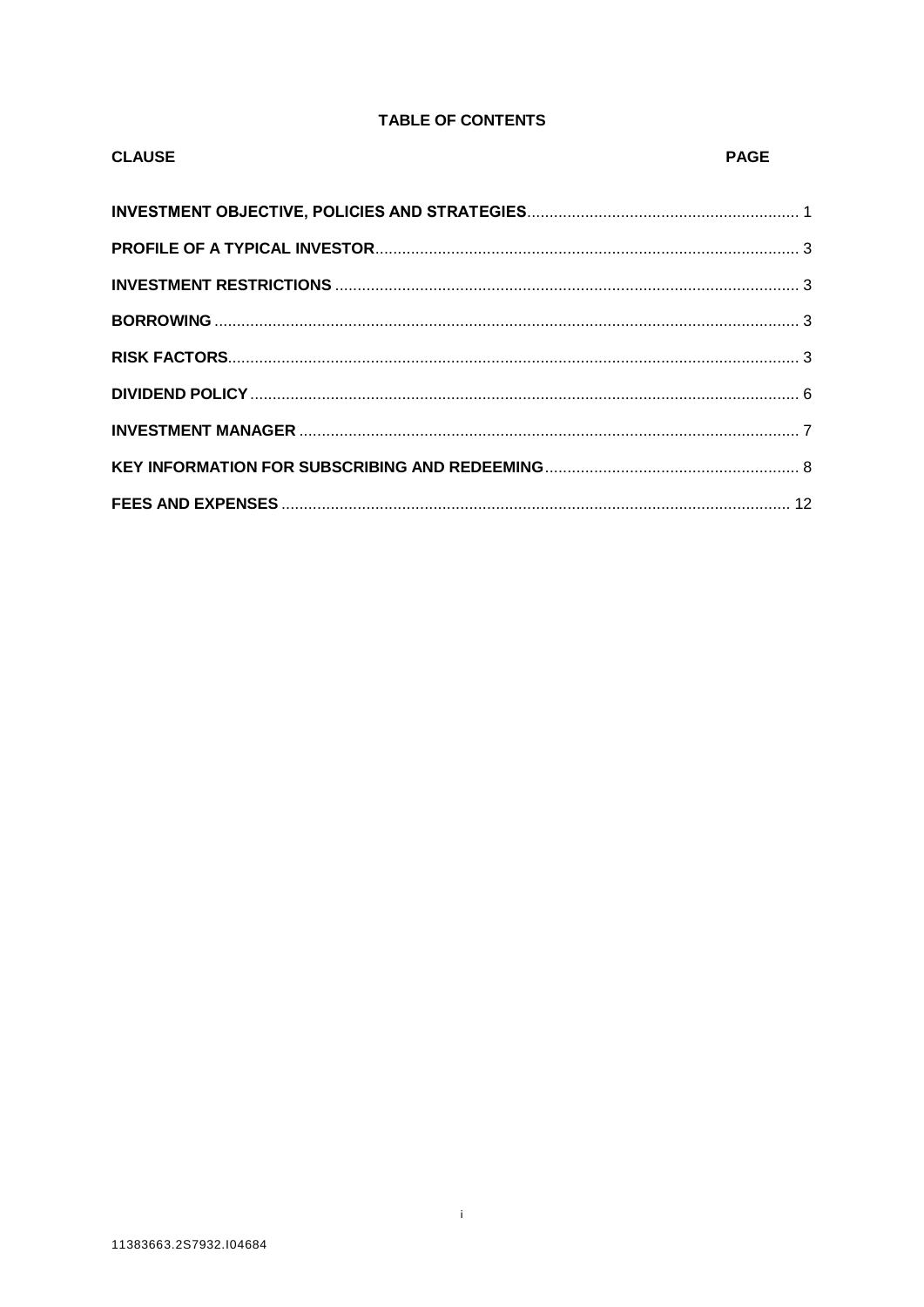## TABLE OF CONTENTS

| CLAUSE | PAGE |
|---|---|
| **INVESTMENT OBJECTIVE, POLICIES AND STRATEGIES** | 1 |
| **PROFILE OF A TYPICAL INVESTOR** | 3 |
| **INVESTMENT RESTRICTIONS** | 3 |
| **BORROWING** | 3 |
| **RISK FACTORS** | 3 |
| **DIVIDEND POLICY** | 6 |
| **INVESTMENT MANAGER** | 7 |
| **KEY INFORMATION FOR SUBSCRIBING AND REDEEMING** | 8 |
| **FEES AND EXPENSES** | 12 |

11383663.2S7932.I04684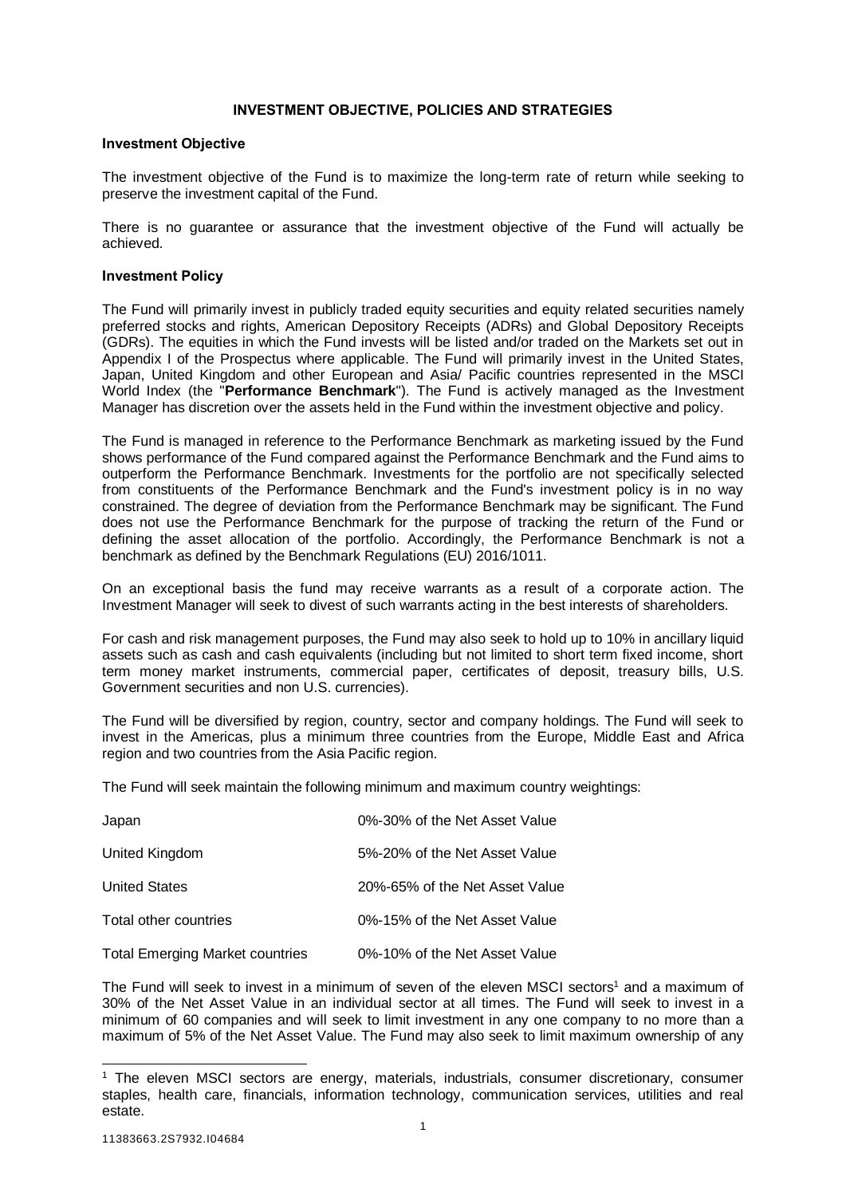## INVESTMENT OBJECTIVE, POLICIES AND STRATEGIES

### Investment Objective

The investment objective of the Fund is to maximize the long-term rate of return while seeking to preserve the investment capital of the Fund.

There is no guarantee or assurance that the investment objective of the Fund will actually be achieved.

### Investment Policy

The Fund will primarily invest in publicly traded equity securities and equity related securities namely preferred stocks and rights, American Depository Receipts (ADRs) and Global Depository Receipts (GDRs). The equities in which the Fund invests will be listed and/or traded on the Markets set out in Appendix I of the Prospectus where applicable. The Fund will primarily invest in the United States, Japan, United Kingdom and other European and Asia/ Pacific countries represented in the MSCI World Index (the "**Performance Benchmark**"). The Fund is actively managed as the Investment Manager has discretion over the assets held in the Fund within the investment objective and policy.

The Fund is managed in reference to the Performance Benchmark as marketing issued by the Fund shows performance of the Fund compared against the Performance Benchmark and the Fund aims to outperform the Performance Benchmark. Investments for the portfolio are not specifically selected from constituents of the Performance Benchmark and the Fund's investment policy is in no way constrained. The degree of deviation from the Performance Benchmark may be significant. The Fund does not use the Performance Benchmark for the purpose of tracking the return of the Fund or defining the asset allocation of the portfolio. Accordingly, the Performance Benchmark is not a benchmark as defined by the Benchmark Regulations (EU) 2016/1011.

On an exceptional basis the fund may receive warrants as a result of a corporate action. The Investment Manager will seek to divest of such warrants acting in the best interests of shareholders.

For cash and risk management purposes, the Fund may also seek to hold up to 10% in ancillary liquid assets such as cash and cash equivalents (including but not limited to short term fixed income, short term money market instruments, commercial paper, certificates of deposit, treasury bills, U.S. Government securities and non U.S. currencies).

The Fund will be diversified by region, country, sector and company holdings. The Fund will seek to invest in the Americas, plus a minimum three countries from the Europe, Middle East and Africa region and two countries from the Asia Pacific region.

The Fund will seek maintain the following minimum and maximum country weightings:

| | |
|---|---|
| Japan | 0%-30% of the Net Asset Value |
| United Kingdom | 5%-20% of the Net Asset Value |
| United States | 20%-65% of the Net Asset Value |
| Total other countries | 0%-15% of the Net Asset Value |
| Total Emerging Market countries | 0%-10% of the Net Asset Value |

The Fund will seek to invest in a minimum of seven of the eleven MSCI sectors[1] and a maximum of 30% of the Net Asset Value in an individual sector at all times. The Fund will seek to invest in a minimum of 60 companies and will seek to limit investment in any one company to no more than a maximum of 5% of the Net Asset Value. The Fund may also seek to limit maximum ownership of any

[1] The eleven MSCI sectors are energy, materials, industrials, consumer discretionary, consumer staples, health care, financials, information technology, communication services, utilities and real estate.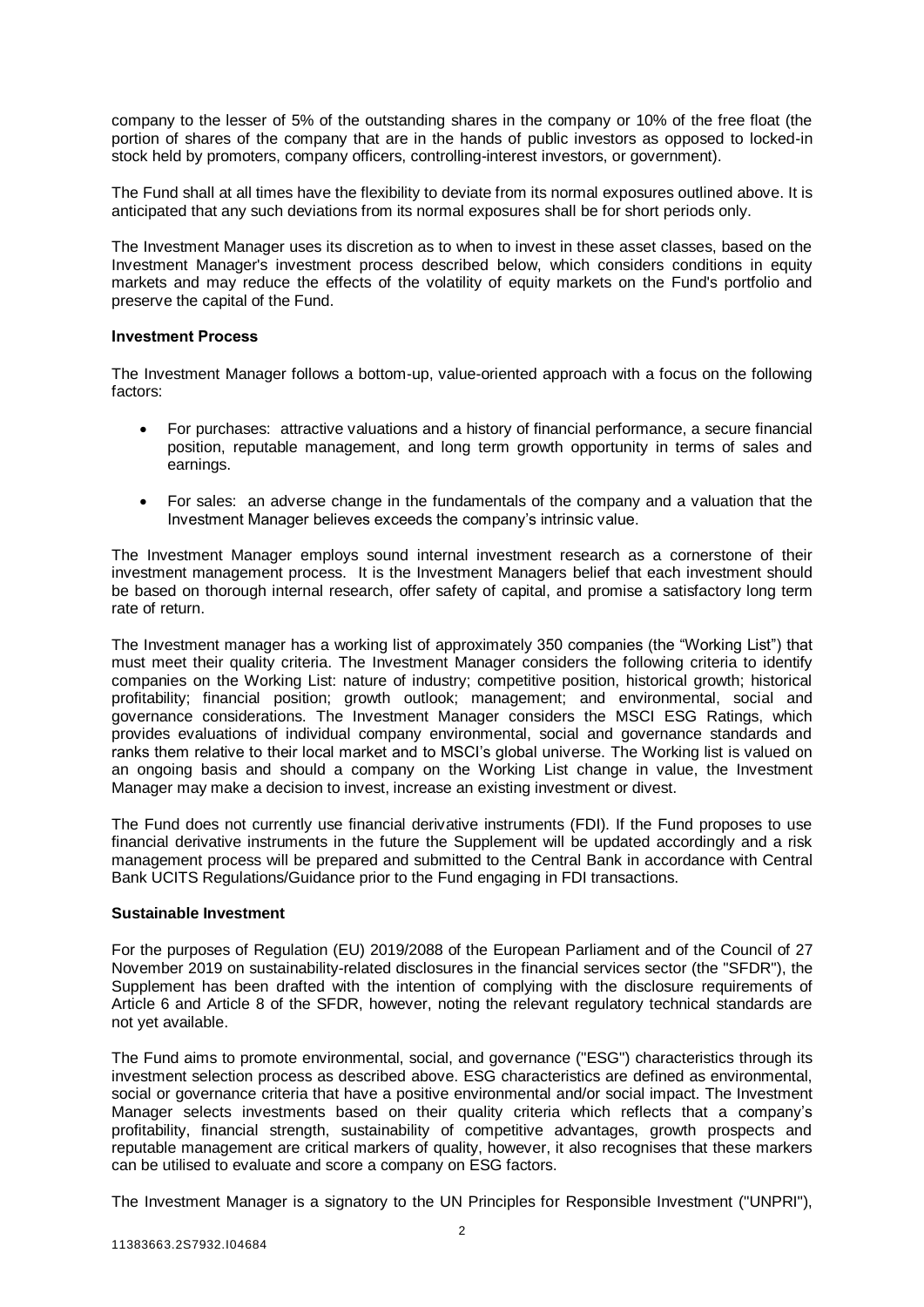company to the lesser of 5% of the outstanding shares in the company or 10% of the free float (the portion of shares of the company that are in the hands of public investors as opposed to locked-in stock held by promoters, company officers, controlling-interest investors, or government).

The Fund shall at all times have the flexibility to deviate from its normal exposures outlined above. It is anticipated that any such deviations from its normal exposures shall be for short periods only.

The Investment Manager uses its discretion as to when to invest in these asset classes, based on the Investment Manager's investment process described below, which considers conditions in equity markets and may reduce the effects of the volatility of equity markets on the Fund's portfolio and preserve the capital of the Fund.

**Investment Process**

The Investment Manager follows a bottom-up, value-oriented approach with a focus on the following factors:

- For purchases: attractive valuations and a history of financial performance, a secure financial position, reputable management, and long term growth opportunity in terms of sales and earnings.
- For sales: an adverse change in the fundamentals of the company and a valuation that the Investment Manager believes exceeds the company's intrinsic value.

The Investment Manager employs sound internal investment research as a cornerstone of their investment management process. It is the Investment Managers belief that each investment should be based on thorough internal research, offer safety of capital, and promise a satisfactory long term rate of return.

The Investment manager has a working list of approximately 350 companies (the "Working List") that must meet their quality criteria. The Investment Manager considers the following criteria to identify companies on the Working List: nature of industry; competitive position, historical growth; historical profitability; financial position; growth outlook; management; and environmental, social and governance considerations. The Investment Manager considers the MSCI ESG Ratings, which provides evaluations of individual company environmental, social and governance standards and ranks them relative to their local market and to MSCI's global universe. The Working list is valued on an ongoing basis and should a company on the Working List change in value, the Investment Manager may make a decision to invest, increase an existing investment or divest.

The Fund does not currently use financial derivative instruments (FDI). If the Fund proposes to use financial derivative instruments in the future the Supplement will be updated accordingly and a risk management process will be prepared and submitted to the Central Bank in accordance with Central Bank UCITS Regulations/Guidance prior to the Fund engaging in FDI transactions.

**Sustainable Investment**

For the purposes of Regulation (EU) 2019/2088 of the European Parliament and of the Council of 27 November 2019 on sustainability-related disclosures in the financial services sector (the "SFDR"), the Supplement has been drafted with the intention of complying with the disclosure requirements of Article 6 and Article 8 of the SFDR, however, noting the relevant regulatory technical standards are not yet available.

The Fund aims to promote environmental, social, and governance ("ESG") characteristics through its investment selection process as described above. ESG characteristics are defined as environmental, social or governance criteria that have a positive environmental and/or social impact. The Investment Manager selects investments based on their quality criteria which reflects that a company's profitability, financial strength, sustainability of competitive advantages, growth prospects and reputable management are critical markers of quality, however, it also recognises that these markers can be utilised to evaluate and score a company on ESG factors.

The Investment Manager is a signatory to the UN Principles for Responsible Investment ("UNPRI"),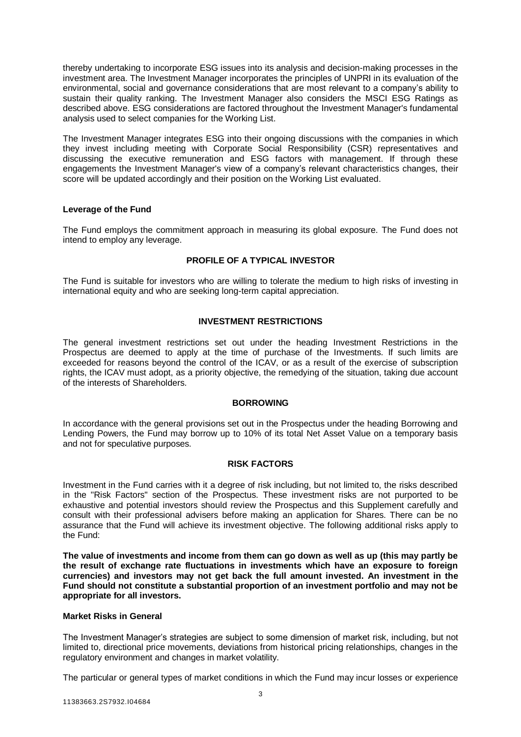thereby undertaking to incorporate ESG issues into its analysis and decision-making processes in the investment area. The Investment Manager incorporates the principles of UNPRI in its evaluation of the environmental, social and governance considerations that are most relevant to a company's ability to sustain their quality ranking. The Investment Manager also considers the MSCI ESG Ratings as described above. ESG considerations are factored throughout the Investment Manager's fundamental analysis used to select companies for the Working List.

The Investment Manager integrates ESG into their ongoing discussions with the companies in which they invest including meeting with Corporate Social Responsibility (CSR) representatives and discussing the executive remuneration and ESG factors with management. If through these engagements the Investment Manager's view of a company's relevant characteristics changes, their score will be updated accordingly and their position on the Working List evaluated.

**Leverage of the Fund**

The Fund employs the commitment approach in measuring its global exposure. The Fund does not intend to employ any leverage.

## PROFILE OF A TYPICAL INVESTOR

The Fund is suitable for investors who are willing to tolerate the medium to high risks of investing in international equity and who are seeking long-term capital appreciation.

## INVESTMENT RESTRICTIONS

The general investment restrictions set out under the heading Investment Restrictions in the Prospectus are deemed to apply at the time of purchase of the Investments. If such limits are exceeded for reasons beyond the control of the ICAV, or as a result of the exercise of subscription rights, the ICAV must adopt, as a priority objective, the remedying of the situation, taking due account of the interests of Shareholders.

## BORROWING

In accordance with the general provisions set out in the Prospectus under the heading Borrowing and Lending Powers, the Fund may borrow up to 10% of its total Net Asset Value on a temporary basis and not for speculative purposes.

## RISK FACTORS

Investment in the Fund carries with it a degree of risk including, but not limited to, the risks described in the "Risk Factors" section of the Prospectus. These investment risks are not purported to be exhaustive and potential investors should review the Prospectus and this Supplement carefully and consult with their professional advisers before making an application for Shares. There can be no assurance that the Fund will achieve its investment objective. The following additional risks apply to the Fund:

**The value of investments and income from them can go down as well as up (this may partly be the result of exchange rate fluctuations in investments which have an exposure to foreign currencies) and investors may not get back the full amount invested. An investment in the Fund should not constitute a substantial proportion of an investment portfolio and may not be appropriate for all investors.**

**Market Risks in General**

The Investment Manager's strategies are subject to some dimension of market risk, including, but not limited to, directional price movements, deviations from historical pricing relationships, changes in the regulatory environment and changes in market volatility.

The particular or general types of market conditions in which the Fund may incur losses or experience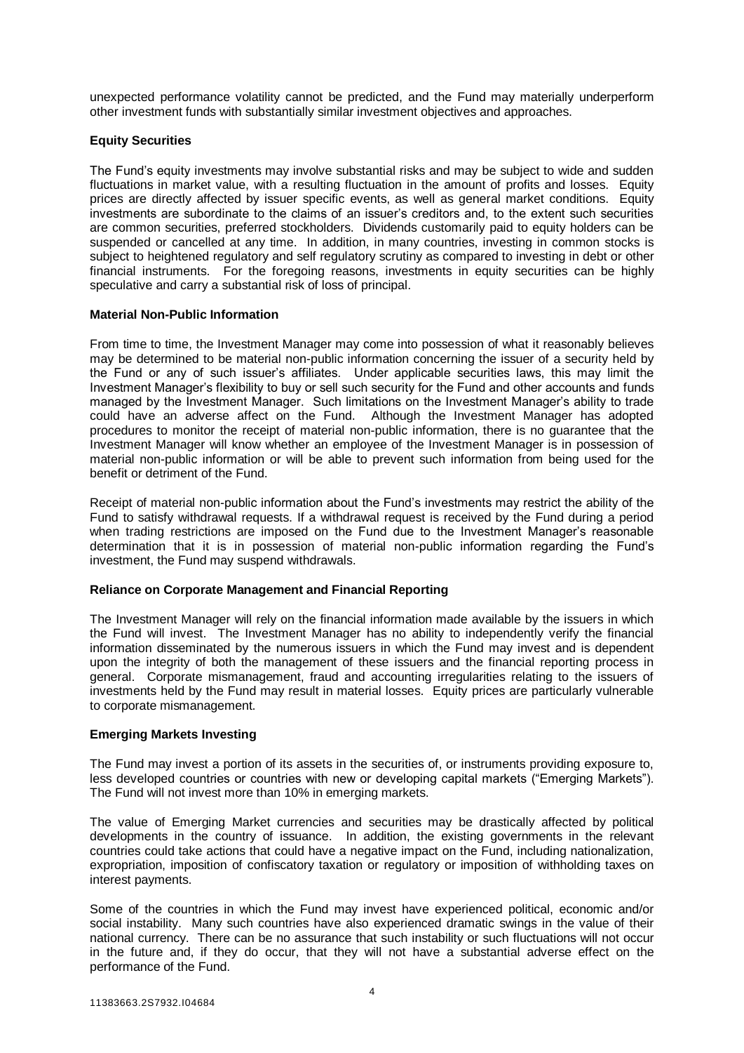unexpected performance volatility cannot be predicted, and the Fund may materially underperform other investment funds with substantially similar investment objectives and approaches.

**Equity Securities**

The Fund's equity investments may involve substantial risks and may be subject to wide and sudden fluctuations in market value, with a resulting fluctuation in the amount of profits and losses. Equity prices are directly affected by issuer specific events, as well as general market conditions. Equity investments are subordinate to the claims of an issuer's creditors and, to the extent such securities are common securities, preferred stockholders. Dividends customarily paid to equity holders can be suspended or cancelled at any time. In addition, in many countries, investing in common stocks is subject to heightened regulatory and self regulatory scrutiny as compared to investing in debt or other financial instruments. For the foregoing reasons, investments in equity securities can be highly speculative and carry a substantial risk of loss of principal.

**Material Non-Public Information**

From time to time, the Investment Manager may come into possession of what it reasonably believes may be determined to be material non-public information concerning the issuer of a security held by the Fund or any of such issuer's affiliates. Under applicable securities laws, this may limit the Investment Manager's flexibility to buy or sell such security for the Fund and other accounts and funds managed by the Investment Manager. Such limitations on the Investment Manager's ability to trade could have an adverse affect on the Fund. Although the Investment Manager has adopted procedures to monitor the receipt of material non-public information, there is no guarantee that the Investment Manager will know whether an employee of the Investment Manager is in possession of material non-public information or will be able to prevent such information from being used for the benefit or detriment of the Fund.

Receipt of material non-public information about the Fund's investments may restrict the ability of the Fund to satisfy withdrawal requests. If a withdrawal request is received by the Fund during a period when trading restrictions are imposed on the Fund due to the Investment Manager's reasonable determination that it is in possession of material non-public information regarding the Fund's investment, the Fund may suspend withdrawals.

**Reliance on Corporate Management and Financial Reporting**

The Investment Manager will rely on the financial information made available by the issuers in which the Fund will invest. The Investment Manager has no ability to independently verify the financial information disseminated by the numerous issuers in which the Fund may invest and is dependent upon the integrity of both the management of these issuers and the financial reporting process in general. Corporate mismanagement, fraud and accounting irregularities relating to the issuers of investments held by the Fund may result in material losses. Equity prices are particularly vulnerable to corporate mismanagement.

**Emerging Markets Investing**

The Fund may invest a portion of its assets in the securities of, or instruments providing exposure to, less developed countries or countries with new or developing capital markets ("Emerging Markets"). The Fund will not invest more than 10% in emerging markets.

The value of Emerging Market currencies and securities may be drastically affected by political developments in the country of issuance. In addition, the existing governments in the relevant countries could take actions that could have a negative impact on the Fund, including nationalization, expropriation, imposition of confiscatory taxation or regulatory or imposition of withholding taxes on interest payments.

Some of the countries in which the Fund may invest have experienced political, economic and/or social instability. Many such countries have also experienced dramatic swings in the value of their national currency. There can be no assurance that such instability or such fluctuations will not occur in the future and, if they do occur, that they will not have a substantial adverse effect on the performance of the Fund.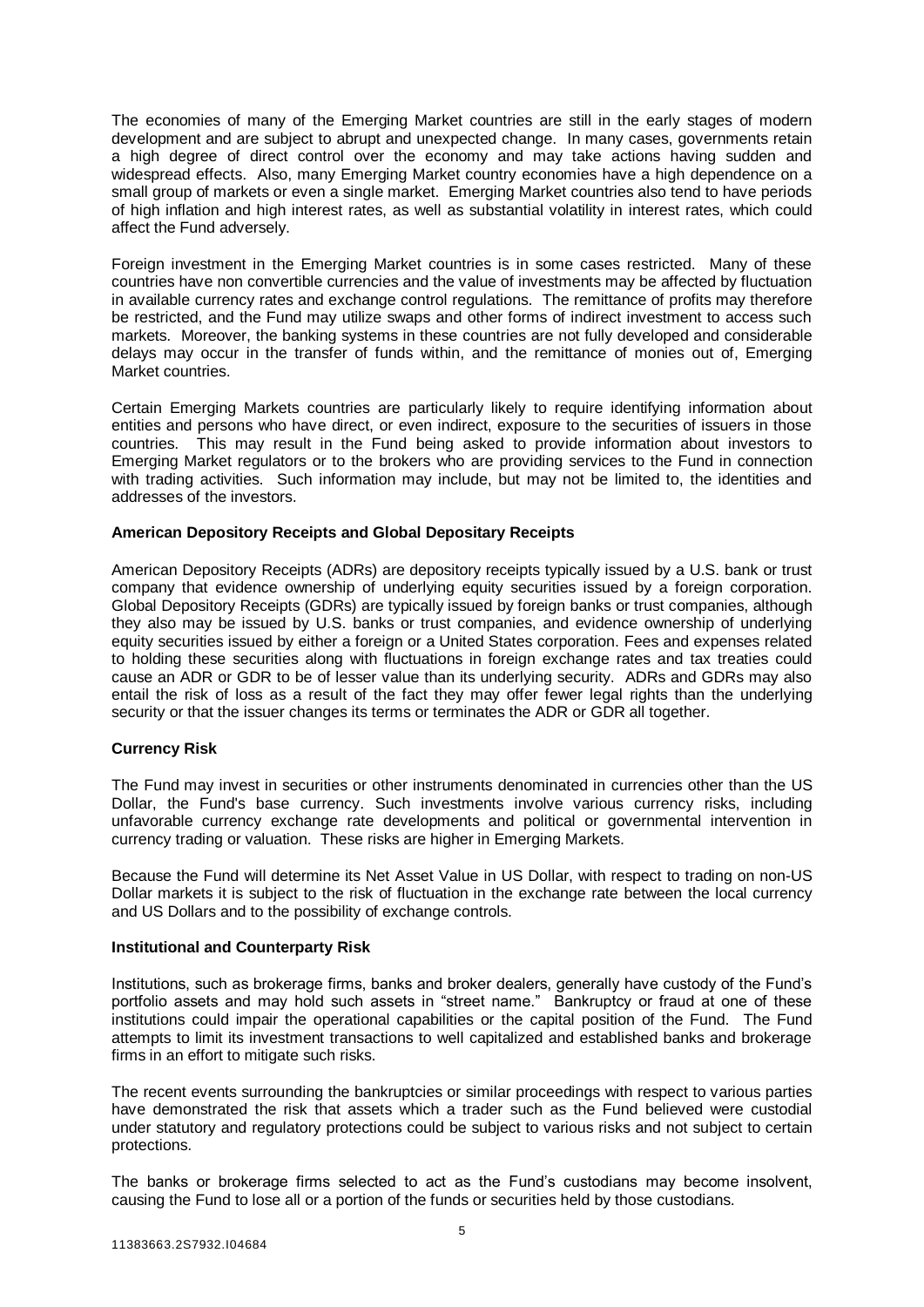The economies of many of the Emerging Market countries are still in the early stages of modern development and are subject to abrupt and unexpected change. In many cases, governments retain a high degree of direct control over the economy and may take actions having sudden and widespread effects. Also, many Emerging Market country economies have a high dependence on a small group of markets or even a single market. Emerging Market countries also tend to have periods of high inflation and high interest rates, as well as substantial volatility in interest rates, which could affect the Fund adversely.

Foreign investment in the Emerging Market countries is in some cases restricted. Many of these countries have non convertible currencies and the value of investments may be affected by fluctuation in available currency rates and exchange control regulations. The remittance of profits may therefore be restricted, and the Fund may utilize swaps and other forms of indirect investment to access such markets. Moreover, the banking systems in these countries are not fully developed and considerable delays may occur in the transfer of funds within, and the remittance of monies out of, Emerging Market countries.

Certain Emerging Markets countries are particularly likely to require identifying information about entities and persons who have direct, or even indirect, exposure to the securities of issuers in those countries. This may result in the Fund being asked to provide information about investors to Emerging Market regulators or to the brokers who are providing services to the Fund in connection with trading activities. Such information may include, but may not be limited to, the identities and addresses of the investors.

**American Depository Receipts and Global Depositary Receipts**

American Depository Receipts (ADRs) are depository receipts typically issued by a U.S. bank or trust company that evidence ownership of underlying equity securities issued by a foreign corporation. Global Depository Receipts (GDRs) are typically issued by foreign banks or trust companies, although they also may be issued by U.S. banks or trust companies, and evidence ownership of underlying equity securities issued by either a foreign or a United States corporation. Fees and expenses related to holding these securities along with fluctuations in foreign exchange rates and tax treaties could cause an ADR or GDR to be of lesser value than its underlying security. ADRs and GDRs may also entail the risk of loss as a result of the fact they may offer fewer legal rights than the underlying security or that the issuer changes its terms or terminates the ADR or GDR all together.

**Currency Risk**

The Fund may invest in securities or other instruments denominated in currencies other than the US Dollar, the Fund's base currency. Such investments involve various currency risks, including unfavorable currency exchange rate developments and political or governmental intervention in currency trading or valuation. These risks are higher in Emerging Markets.

Because the Fund will determine its Net Asset Value in US Dollar, with respect to trading on non-US Dollar markets it is subject to the risk of fluctuation in the exchange rate between the local currency and US Dollars and to the possibility of exchange controls.

**Institutional and Counterparty Risk**

Institutions, such as brokerage firms, banks and broker dealers, generally have custody of the Fund's portfolio assets and may hold such assets in "street name." Bankruptcy or fraud at one of these institutions could impair the operational capabilities or the capital position of the Fund. The Fund attempts to limit its investment transactions to well capitalized and established banks and brokerage firms in an effort to mitigate such risks.

The recent events surrounding the bankruptcies or similar proceedings with respect to various parties have demonstrated the risk that assets which a trader such as the Fund believed were custodial under statutory and regulatory protections could be subject to various risks and not subject to certain protections.

The banks or brokerage firms selected to act as the Fund's custodians may become insolvent, causing the Fund to lose all or a portion of the funds or securities held by those custodians.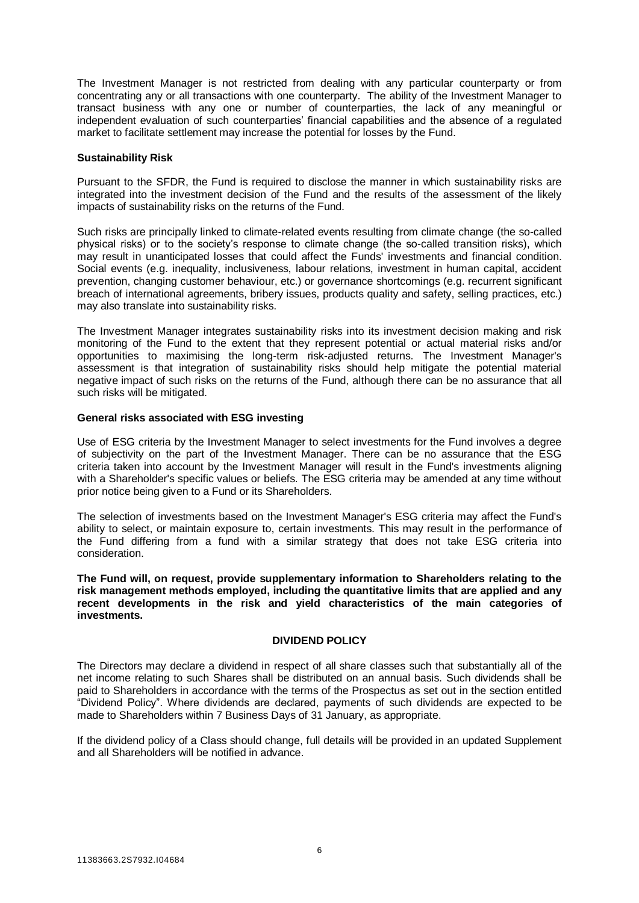The Investment Manager is not restricted from dealing with any particular counterparty or from concentrating any or all transactions with one counterparty. The ability of the Investment Manager to transact business with any one or number of counterparties, the lack of any meaningful or independent evaluation of such counterparties' financial capabilities and the absence of a regulated market to facilitate settlement may increase the potential for losses by the Fund.

**Sustainability Risk**

Pursuant to the SFDR, the Fund is required to disclose the manner in which sustainability risks are integrated into the investment decision of the Fund and the results of the assessment of the likely impacts of sustainability risks on the returns of the Fund.

Such risks are principally linked to climate-related events resulting from climate change (the so-called physical risks) or to the society's response to climate change (the so-called transition risks), which may result in unanticipated losses that could affect the Funds' investments and financial condition. Social events (e.g. inequality, inclusiveness, labour relations, investment in human capital, accident prevention, changing customer behaviour, etc.) or governance shortcomings (e.g. recurrent significant breach of international agreements, bribery issues, products quality and safety, selling practices, etc.) may also translate into sustainability risks.

The Investment Manager integrates sustainability risks into its investment decision making and risk monitoring of the Fund to the extent that they represent potential or actual material risks and/or opportunities to maximising the long-term risk-adjusted returns. The Investment Manager's assessment is that integration of sustainability risks should help mitigate the potential material negative impact of such risks on the returns of the Fund, although there can be no assurance that all such risks will be mitigated.

**General risks associated with ESG investing**

Use of ESG criteria by the Investment Manager to select investments for the Fund involves a degree of subjectivity on the part of the Investment Manager. There can be no assurance that the ESG criteria taken into account by the Investment Manager will result in the Fund's investments aligning with a Shareholder's specific values or beliefs. The ESG criteria may be amended at any time without prior notice being given to a Fund or its Shareholders.

The selection of investments based on the Investment Manager's ESG criteria may affect the Fund's ability to select, or maintain exposure to, certain investments. This may result in the performance of the Fund differing from a fund with a similar strategy that does not take ESG criteria into consideration.

**The Fund will, on request, provide supplementary information to Shareholders relating to the risk management methods employed, including the quantitative limits that are applied and any recent developments in the risk and yield characteristics of the main categories of investments.**

## DIVIDEND POLICY

The Directors may declare a dividend in respect of all share classes such that substantially all of the net income relating to such Shares shall be distributed on an annual basis. Such dividends shall be paid to Shareholders in accordance with the terms of the Prospectus as set out in the section entitled "Dividend Policy". Where dividends are declared, payments of such dividends are expected to be made to Shareholders within 7 Business Days of 31 January, as appropriate.

If the dividend policy of a Class should change, full details will be provided in an updated Supplement and all Shareholders will be notified in advance.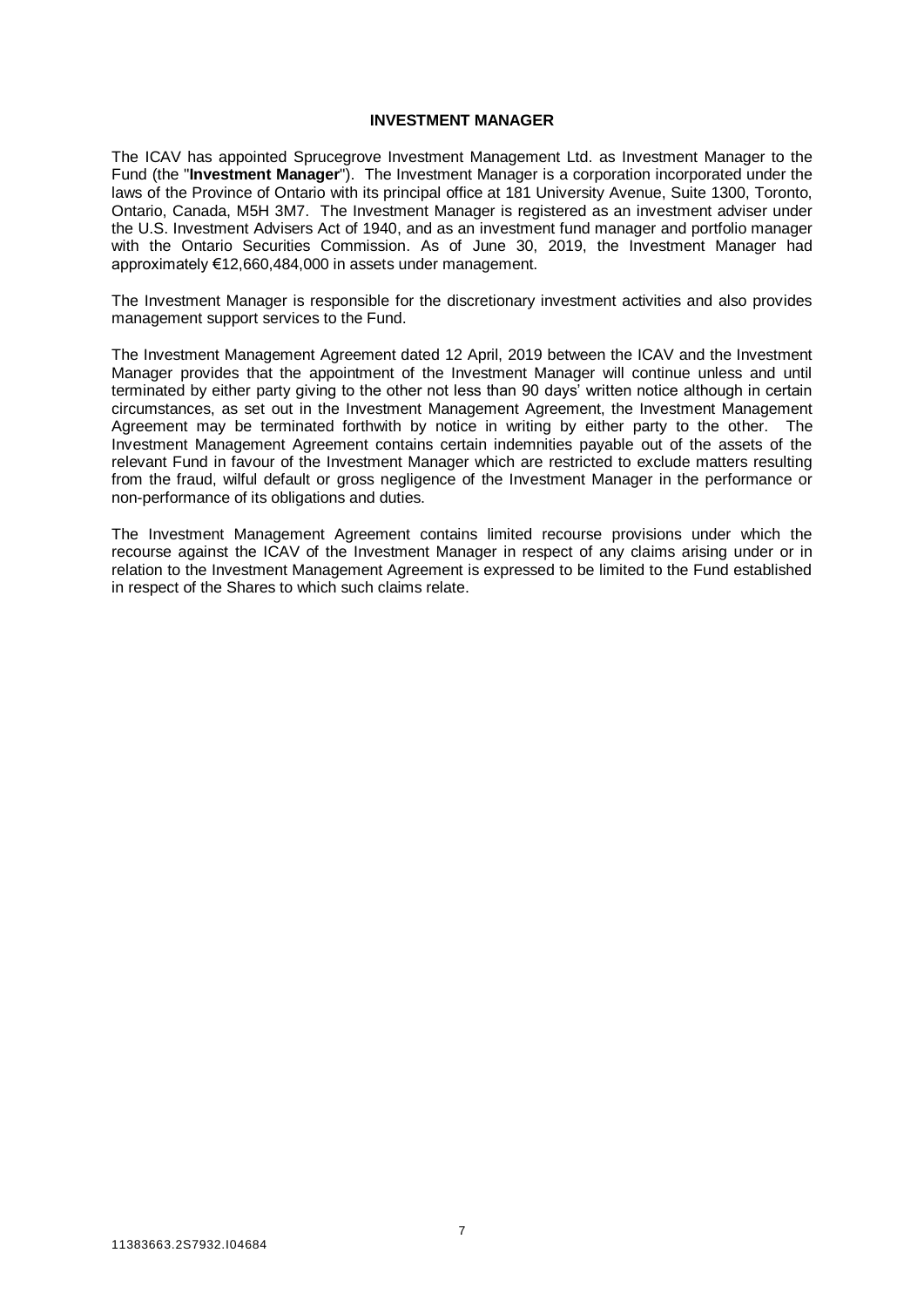## INVESTMENT MANAGER

The ICAV has appointed Sprucegrove Investment Management Ltd. as Investment Manager to the Fund (the "**Investment Manager**"). The Investment Manager is a corporation incorporated under the laws of the Province of Ontario with its principal office at 181 University Avenue, Suite 1300, Toronto, Ontario, Canada, M5H 3M7. The Investment Manager is registered as an investment adviser under the U.S. Investment Advisers Act of 1940, and as an investment fund manager and portfolio manager with the Ontario Securities Commission. As of June 30, 2019, the Investment Manager had approximately €12,660,484,000 in assets under management.

The Investment Manager is responsible for the discretionary investment activities and also provides management support services to the Fund.

The Investment Management Agreement dated 12 April, 2019 between the ICAV and the Investment Manager provides that the appointment of the Investment Manager will continue unless and until terminated by either party giving to the other not less than 90 days' written notice although in certain circumstances, as set out in the Investment Management Agreement, the Investment Management Agreement may be terminated forthwith by notice in writing by either party to the other. The Investment Management Agreement contains certain indemnities payable out of the assets of the relevant Fund in favour of the Investment Manager which are restricted to exclude matters resulting from the fraud, wilful default or gross negligence of the Investment Manager in the performance or non-performance of its obligations and duties.

The Investment Management Agreement contains limited recourse provisions under which the recourse against the ICAV of the Investment Manager in respect of any claims arising under or in relation to the Investment Management Agreement is expressed to be limited to the Fund established in respect of the Shares to which such claims relate.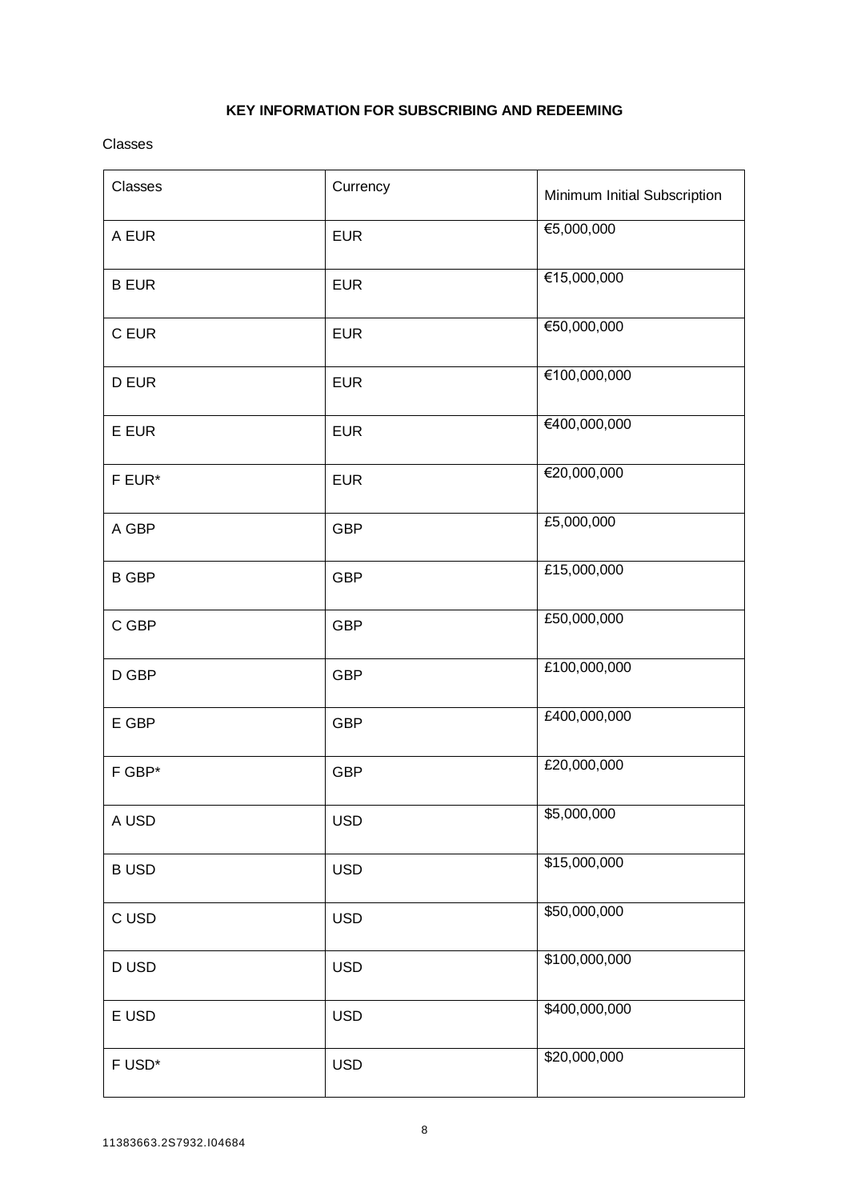## KEY INFORMATION FOR SUBSCRIBING AND REDEEMING

Classes

| Classes | Currency | Minimum Initial Subscription |
| --- | --- | --- |
| A EUR | EUR | €5,000,000 |
| B EUR | EUR | €15,000,000 |
| C EUR | EUR | €50,000,000 |
| D EUR | EUR | €100,000,000 |
| E EUR | EUR | €400,000,000 |
| F EUR* | EUR | €20,000,000 |
| A GBP | GBP | £5,000,000 |
| B GBP | GBP | £15,000,000 |
| C GBP | GBP | £50,000,000 |
| D GBP | GBP | £100,000,000 |
| E GBP | GBP | £400,000,000 |
| F GBP* | GBP | £20,000,000 |
| A USD | USD | $5,000,000 |
| B USD | USD | $15,000,000 |
| C USD | USD | $50,000,000 |
| D USD | USD | $100,000,000 |
| E USD | USD | $400,000,000 |
| F USD* | USD | $20,000,000 |

11383663.2S7932.I04684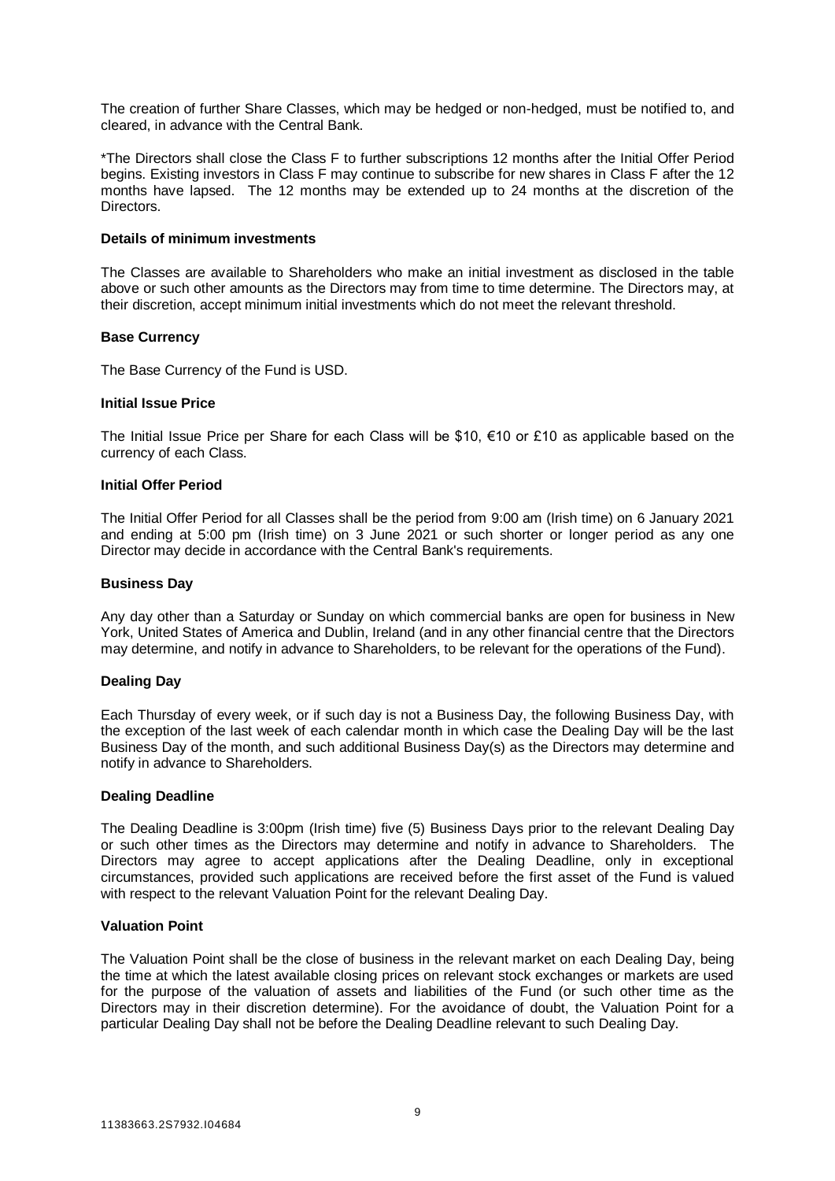The creation of further Share Classes, which may be hedged or non-hedged, must be notified to, and cleared, in advance with the Central Bank.

*The Directors shall close the Class F to further subscriptions 12 months after the Initial Offer Period begins. Existing investors in Class F may continue to subscribe for new shares in Class F after the 12 months have lapsed. The 12 months may be extended up to 24 months at the discretion of the Directors.

**Details of minimum investments**

The Classes are available to Shareholders who make an initial investment as disclosed in the table above or such other amounts as the Directors may from time to time determine. The Directors may, at their discretion, accept minimum initial investments which do not meet the relevant threshold.

**Base Currency**

The Base Currency of the Fund is USD.

**Initial Issue Price**

The Initial Issue Price per Share for each Class will be $10, €10 or £10 as applicable based on the currency of each Class.

**Initial Offer Period**

The Initial Offer Period for all Classes shall be the period from 9:00 am (Irish time) on 6 January 2021 and ending at 5:00 pm (Irish time) on 3 June 2021 or such shorter or longer period as any one Director may decide in accordance with the Central Bank's requirements.

**Business Day**

Any day other than a Saturday or Sunday on which commercial banks are open for business in New York, United States of America and Dublin, Ireland (and in any other financial centre that the Directors may determine, and notify in advance to Shareholders, to be relevant for the operations of the Fund).

**Dealing Day**

Each Thursday of every week, or if such day is not a Business Day, the following Business Day, with the exception of the last week of each calendar month in which case the Dealing Day will be the last Business Day of the month, and such additional Business Day(s) as the Directors may determine and notify in advance to Shareholders.

**Dealing Deadline**

The Dealing Deadline is 3:00pm (Irish time) five (5) Business Days prior to the relevant Dealing Day or such other times as the Directors may determine and notify in advance to Shareholders. The Directors may agree to accept applications after the Dealing Deadline, only in exceptional circumstances, provided such applications are received before the first asset of the Fund is valued with respect to the relevant Valuation Point for the relevant Dealing Day.

**Valuation Point**

The Valuation Point shall be the close of business in the relevant market on each Dealing Day, being the time at which the latest available closing prices on relevant stock exchanges or markets are used for the purpose of the valuation of assets and liabilities of the Fund (or such other time as the Directors may in their discretion determine). For the avoidance of doubt, the Valuation Point for a particular Dealing Day shall not be before the Dealing Deadline relevant to such Dealing Day.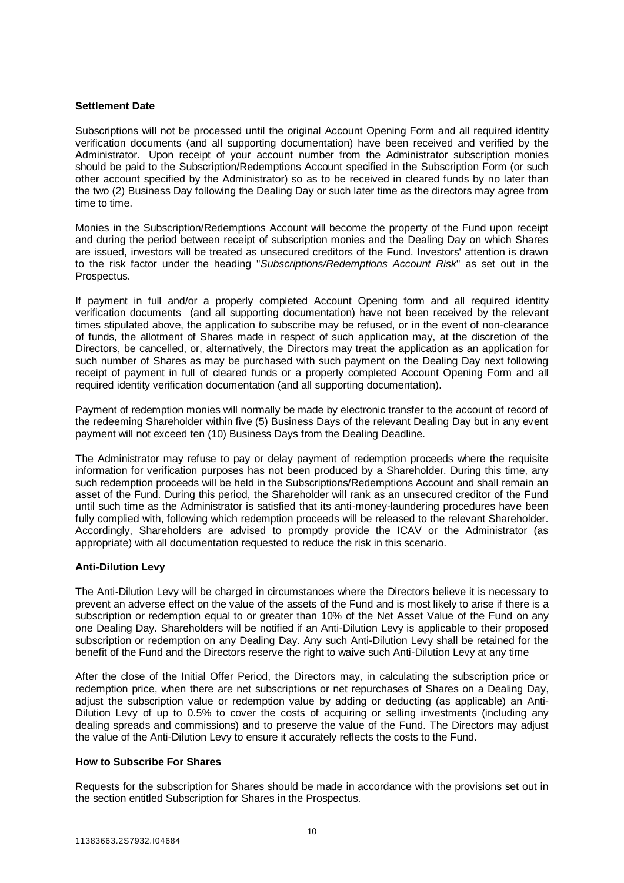**Settlement Date**

Subscriptions will not be processed until the original Account Opening Form and all required identity verification documents (and all supporting documentation) have been received and verified by the Administrator. Upon receipt of your account number from the Administrator subscription monies should be paid to the Subscription/Redemptions Account specified in the Subscription Form (or such other account specified by the Administrator) so as to be received in cleared funds by no later than the two (2) Business Day following the Dealing Day or such later time as the directors may agree from time to time.

Monies in the Subscription/Redemptions Account will become the property of the Fund upon receipt and during the period between receipt of subscription monies and the Dealing Day on which Shares are issued, investors will be treated as unsecured creditors of the Fund. Investors' attention is drawn to the risk factor under the heading "*Subscriptions/Redemptions Account Risk*" as set out in the Prospectus.

If payment in full and/or a properly completed Account Opening form and all required identity verification documents (and all supporting documentation) have not been received by the relevant times stipulated above, the application to subscribe may be refused, or in the event of non-clearance of funds, the allotment of Shares made in respect of such application may, at the discretion of the Directors, be cancelled, or, alternatively, the Directors may treat the application as an application for such number of Shares as may be purchased with such payment on the Dealing Day next following receipt of payment in full of cleared funds or a properly completed Account Opening Form and all required identity verification documentation (and all supporting documentation).

Payment of redemption monies will normally be made by electronic transfer to the account of record of the redeeming Shareholder within five (5) Business Days of the relevant Dealing Day but in any event payment will not exceed ten (10) Business Days from the Dealing Deadline.

The Administrator may refuse to pay or delay payment of redemption proceeds where the requisite information for verification purposes has not been produced by a Shareholder. During this time, any such redemption proceeds will be held in the Subscriptions/Redemptions Account and shall remain an asset of the Fund. During this period, the Shareholder will rank as an unsecured creditor of the Fund until such time as the Administrator is satisfied that its anti-money-laundering procedures have been fully complied with, following which redemption proceeds will be released to the relevant Shareholder. Accordingly, Shareholders are advised to promptly provide the ICAV or the Administrator (as appropriate) with all documentation requested to reduce the risk in this scenario.

**Anti-Dilution Levy**

The Anti-Dilution Levy will be charged in circumstances where the Directors believe it is necessary to prevent an adverse effect on the value of the assets of the Fund and is most likely to arise if there is a subscription or redemption equal to or greater than 10% of the Net Asset Value of the Fund on any one Dealing Day. Shareholders will be notified if an Anti-Dilution Levy is applicable to their proposed subscription or redemption on any Dealing Day. Any such Anti-Dilution Levy shall be retained for the benefit of the Fund and the Directors reserve the right to waive such Anti-Dilution Levy at any time

After the close of the Initial Offer Period, the Directors may, in calculating the subscription price or redemption price, when there are net subscriptions or net repurchases of Shares on a Dealing Day, adjust the subscription value or redemption value by adding or deducting (as applicable) an Anti-Dilution Levy of up to 0.5% to cover the costs of acquiring or selling investments (including any dealing spreads and commissions) and to preserve the value of the Fund. The Directors may adjust the value of the Anti-Dilution Levy to ensure it accurately reflects the costs to the Fund.

**How to Subscribe For Shares**

Requests for the subscription for Shares should be made in accordance with the provisions set out in the section entitled Subscription for Shares in the Prospectus.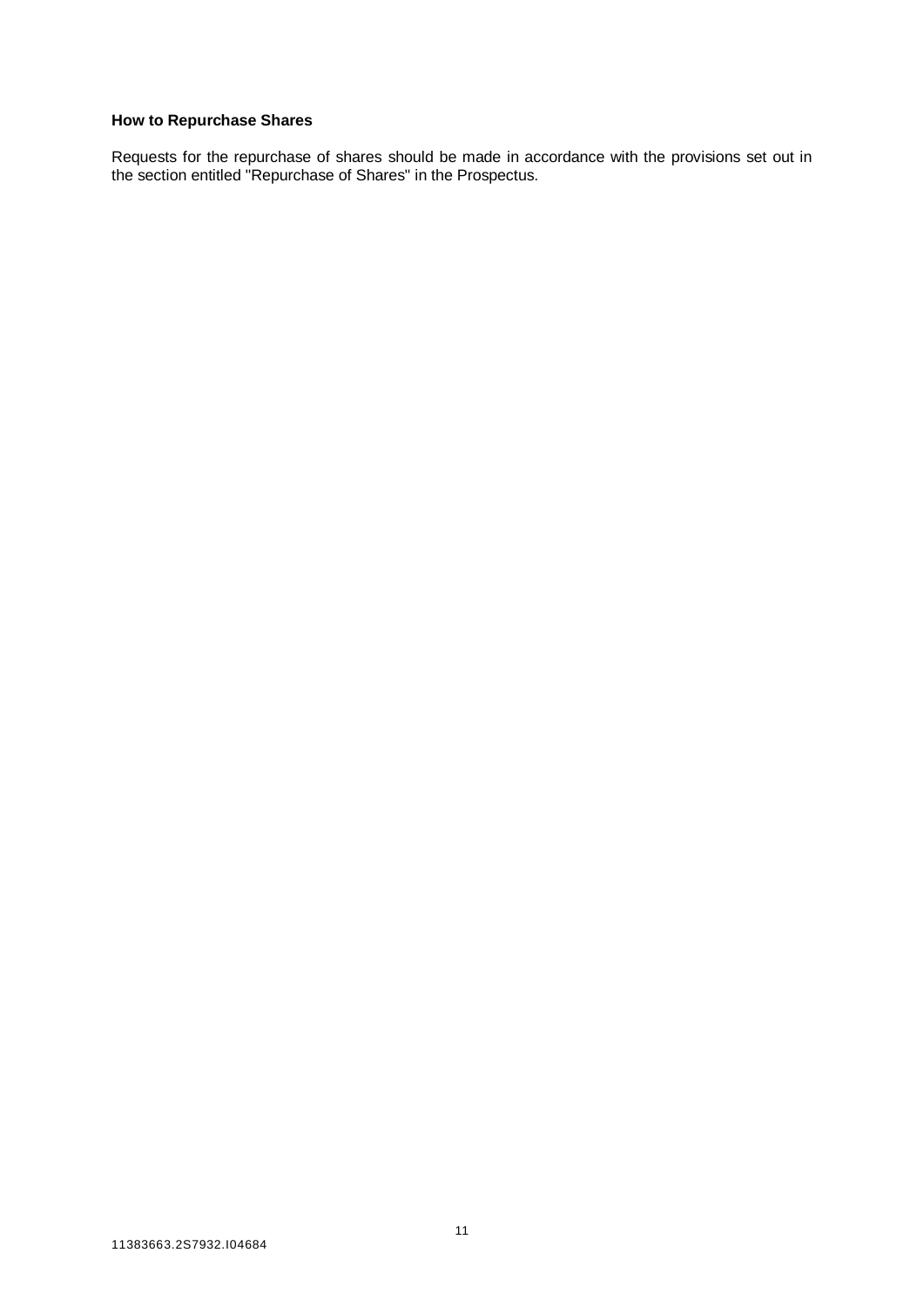**How to Repurchase Shares**

Requests for the repurchase of shares should be made in accordance with the provisions set out in the section entitled "Repurchase of Shares" in the Prospectus.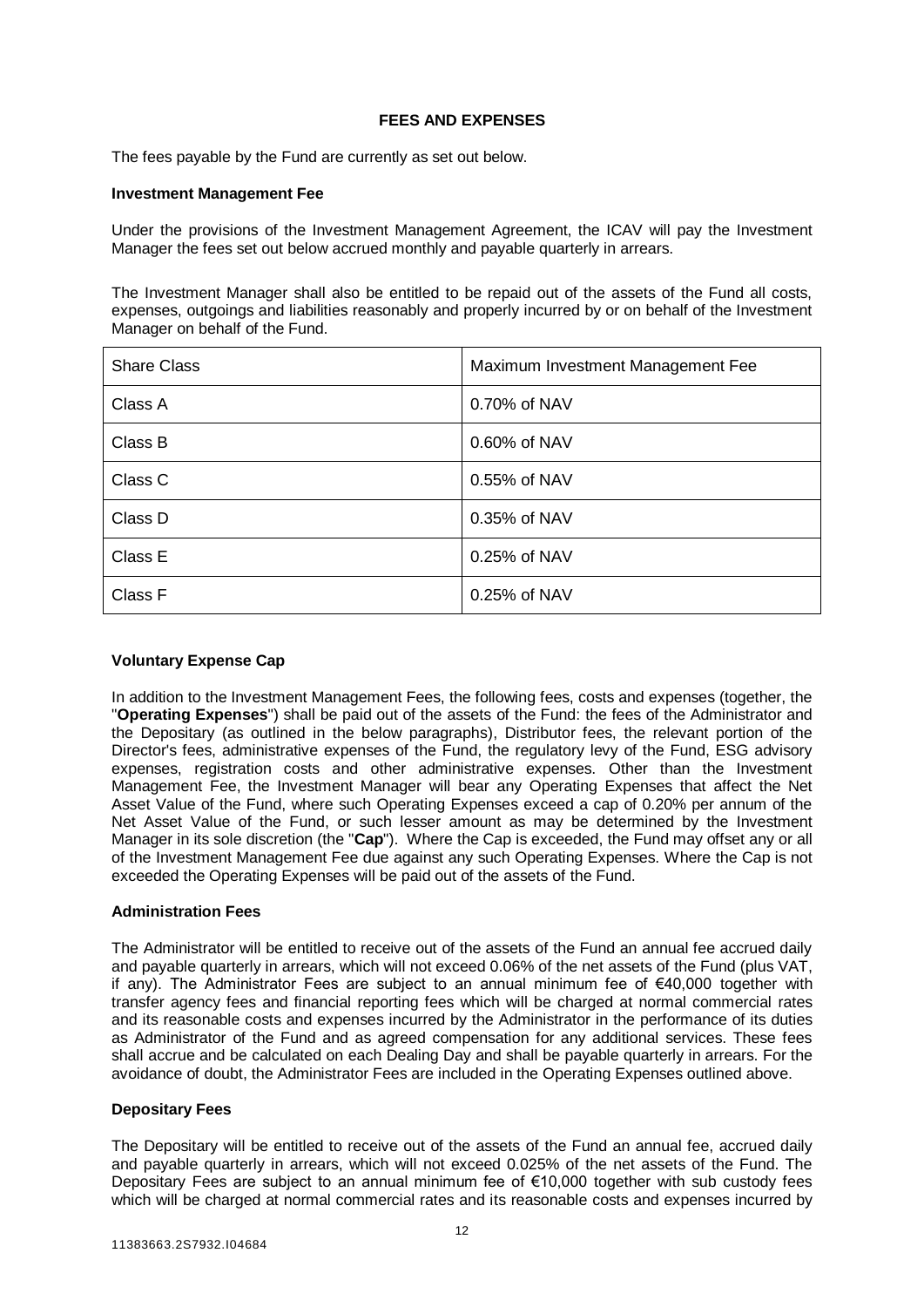## FEES AND EXPENSES

The fees payable by the Fund are currently as set out below.

**Investment Management Fee**

Under the provisions of the Investment Management Agreement, the ICAV will pay the Investment Manager the fees set out below accrued monthly and payable quarterly in arrears.

The Investment Manager shall also be entitled to be repaid out of the assets of the Fund all costs, expenses, outgoings and liabilities reasonably and properly incurred by or on behalf of the Investment Manager on behalf of the Fund.

| Share Class | Maximum Investment Management Fee |
| --- | --- |
| Class A | 0.70% of NAV |
| Class B | 0.60% of NAV |
| Class C | 0.55% of NAV |
| Class D | 0.35% of NAV |
| Class E | 0.25% of NAV |
| Class F | 0.25% of NAV |

**Voluntary Expense Cap**

In addition to the Investment Management Fees, the following fees, costs and expenses (together, the "**Operating Expenses**") shall be paid out of the assets of the Fund: the fees of the Administrator and the Depositary (as outlined in the below paragraphs), Distributor fees, the relevant portion of the Director's fees, administrative expenses of the Fund, the regulatory levy of the Fund, ESG advisory expenses, registration costs and other administrative expenses. Other than the Investment Management Fee, the Investment Manager will bear any Operating Expenses that affect the Net Asset Value of the Fund, where such Operating Expenses exceed a cap of 0.20% per annum of the Net Asset Value of the Fund, or such lesser amount as may be determined by the Investment Manager in its sole discretion (the "**Cap**"). Where the Cap is exceeded, the Fund may offset any or all of the Investment Management Fee due against any such Operating Expenses. Where the Cap is not exceeded the Operating Expenses will be paid out of the assets of the Fund.

**Administration Fees**

The Administrator will be entitled to receive out of the assets of the Fund an annual fee accrued daily and payable quarterly in arrears, which will not exceed 0.06% of the net assets of the Fund (plus VAT, if any). The Administrator Fees are subject to an annual minimum fee of €40,000 together with transfer agency fees and financial reporting fees which will be charged at normal commercial rates and its reasonable costs and expenses incurred by the Administrator in the performance of its duties as Administrator of the Fund and as agreed compensation for any additional services. These fees shall accrue and be calculated on each Dealing Day and shall be payable quarterly in arrears. For the avoidance of doubt, the Administrator Fees are included in the Operating Expenses outlined above.

**Depositary Fees**

The Depositary will be entitled to receive out of the assets of the Fund an annual fee, accrued daily and payable quarterly in arrears, which will not exceed 0.025% of the net assets of the Fund. The Depositary Fees are subject to an annual minimum fee of €10,000 together with sub custody fees which will be charged at normal commercial rates and its reasonable costs and expenses incurred by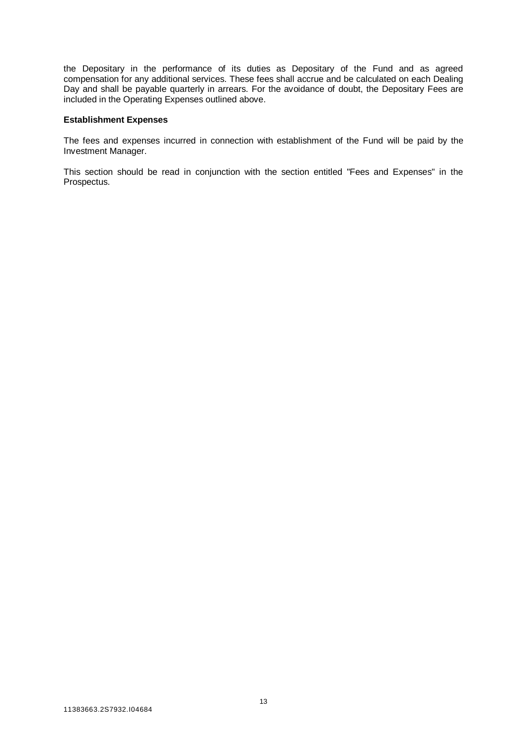the Depositary in the performance of its duties as Depositary of the Fund and as agreed compensation for any additional services. These fees shall accrue and be calculated on each Dealing Day and shall be payable quarterly in arrears. For the avoidance of doubt, the Depositary Fees are included in the Operating Expenses outlined above.

**Establishment Expenses**

The fees and expenses incurred in connection with establishment of the Fund will be paid by the Investment Manager.

This section should be read in conjunction with the section entitled "Fees and Expenses" in the Prospectus.